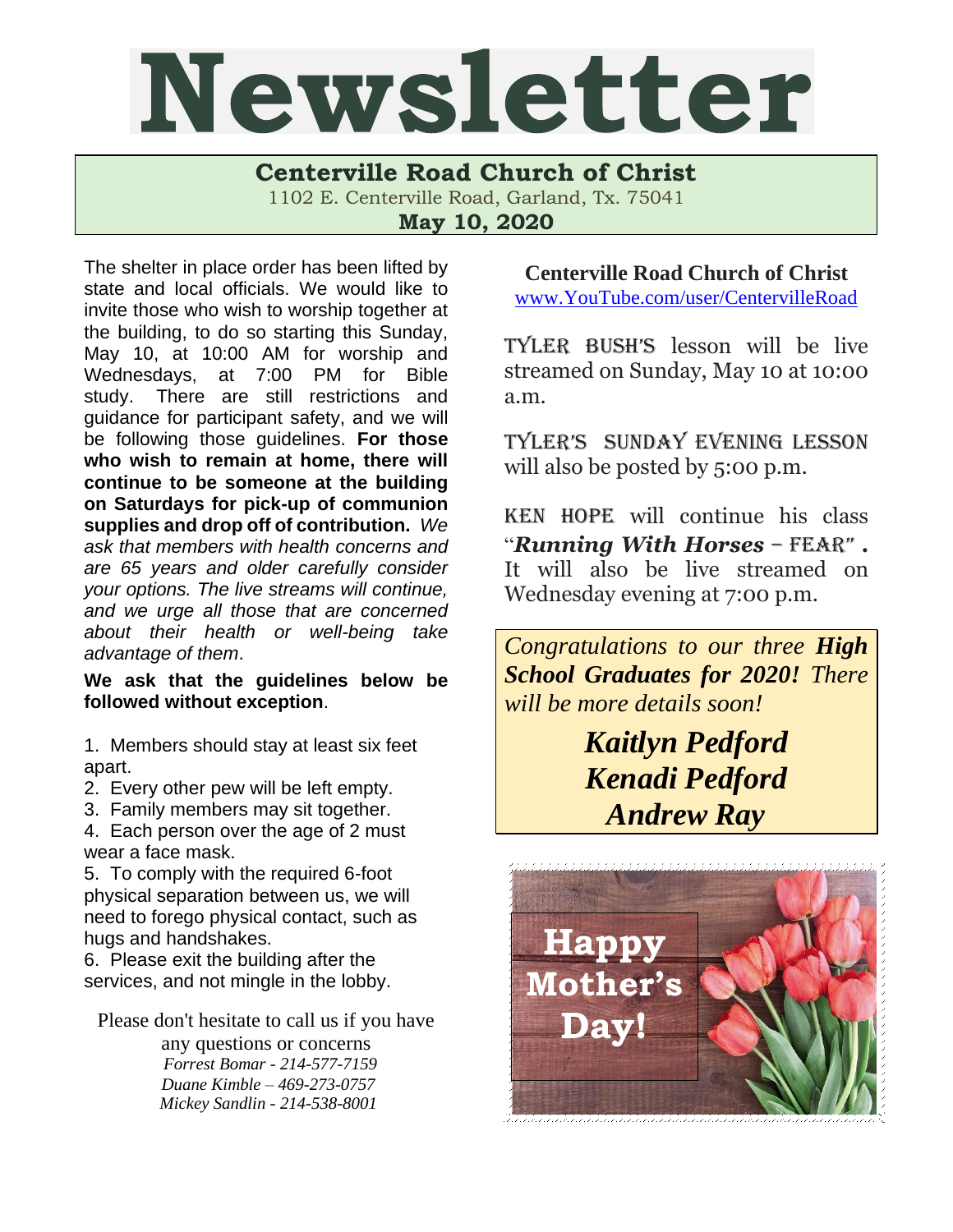# Newsletter

**Centerville Road Church of Christ**
1102 E. Centerville Road, Garland, Tx. 75041
**May 10, 2020**

The shelter in place order has been lifted by state and local officials. We would like to invite those who wish to worship together at the building, to do so starting this Sunday, May 10, at 10:00 AM for worship and Wednesdays, at 7:00 PM for Bible study. There are still restrictions and guidance for participant safety, and we will be following those guidelines. **For those who wish to remain at home, there will continue to be someone at the building on Saturdays for pick-up of communion supplies and drop off of contribution.** *We ask that members with health concerns and are 65 years and older carefully consider your options. The live streams will continue, and we urge all those that are concerned about their health or well-being take advantage of them*.

**We ask that the guidelines below be followed without exception**.

1. Members should stay at least six feet apart.
2. Every other pew will be left empty.
3. Family members may sit together.
4. Each person over the age of 2 must wear a face mask.
5. To comply with the required 6-foot physical separation between us, we will need to forego physical contact, such as hugs and handshakes.
6. Please exit the building after the services, and not mingle in the lobby.

Please don't hesitate to call us if you have any questions or concerns
*Forrest Bomar - 214-577-7159*
*Duane Kimble – 469-273-0757*
*Mickey Sandlin - 214-538-8001*

**Centerville Road Church of Christ**
www.YouTube.com/user/CentervilleRoad

TYLER BUSH'S lesson will be live streamed on Sunday, May 10 at 10:00 a.m.

TYLER'S SUNDAY EVENING LESSON will also be posted by 5:00 p.m.

KEN HOPE will continue his class "***Running With Horses*** – FEAR". It will also be live streamed on Wednesday evening at 7:00 p.m.

*Congratulations to our three **High School Graduates for 2020!** There will be more details soon!*

***Kaitlyn Pedford***
***Kenadi Pedford***
***Andrew Ray***

**Happy Mother's Day!**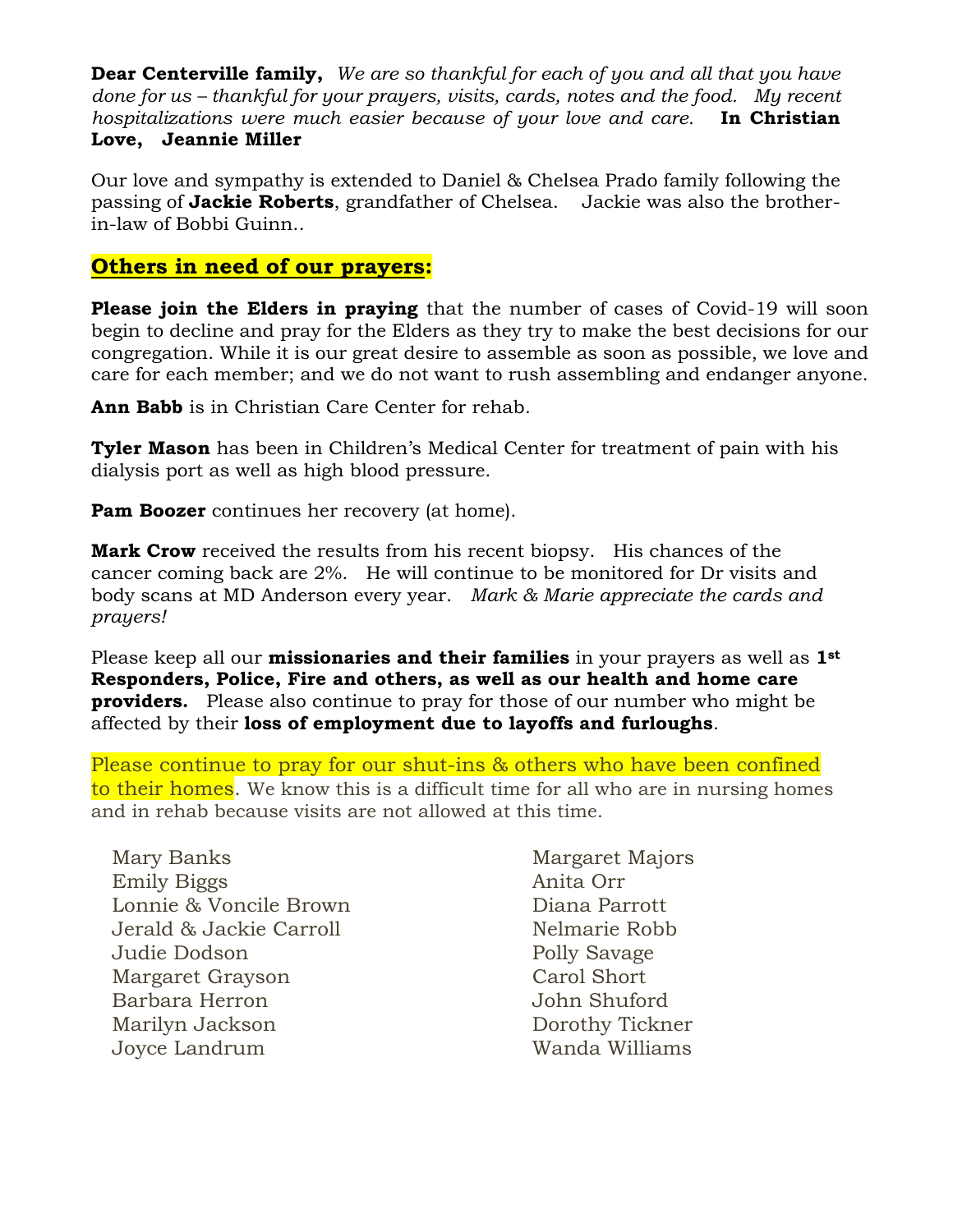**Dear Centerville family,** *We are so thankful for each of you and all that you have done for us – thankful for your prayers, visits, cards, notes and the food. My recent hospitalizations were much easier because of your love and care.* **In Christian Love, Jeannie Miller**

Our love and sympathy is extended to Daniel & Chelsea Prado family following the passing of **Jackie Roberts**, grandfather of Chelsea. Jackie was also the brother-in-law of Bobbi Guinn..

## Others in need of our prayers:

**Please join the Elders in praying** that the number of cases of Covid-19 will soon begin to decline and pray for the Elders as they try to make the best decisions for our congregation. While it is our great desire to assemble as soon as possible, we love and care for each member; and we do not want to rush assembling and endanger anyone.

**Ann Babb** is in Christian Care Center for rehab.

**Tyler Mason** has been in Children's Medical Center for treatment of pain with his dialysis port as well as high blood pressure.

**Pam Boozer** continues her recovery (at home).

**Mark Crow** received the results from his recent biopsy. His chances of the cancer coming back are 2%. He will continue to be monitored for Dr visits and body scans at MD Anderson every year. *Mark & Marie appreciate the cards and prayers!*

Please keep all our **missionaries and their families** in your prayers as well as **1st Responders, Police, Fire and others, as well as our health and home care providers.** Please also continue to pray for those of our number who might be affected by their **loss of employment due to layoffs and furloughs**.

Please continue to pray for our shut-ins & others who have been confined to their homes. We know this is a difficult time for all who are in nursing homes and in rehab because visits are not allowed at this time.

- Mary Banks
- Emily Biggs
- Lonnie & Voncile Brown
- Jerald & Jackie Carroll
- Judie Dodson
- Margaret Grayson
- Barbara Herron
- Marilyn Jackson
- Joyce Landrum
- Margaret Majors
- Anita Orr
- Diana Parrott
- Nelmarie Robb
- Polly Savage
- Carol Short
- John Shuford
- Dorothy Tickner
- Wanda Williams